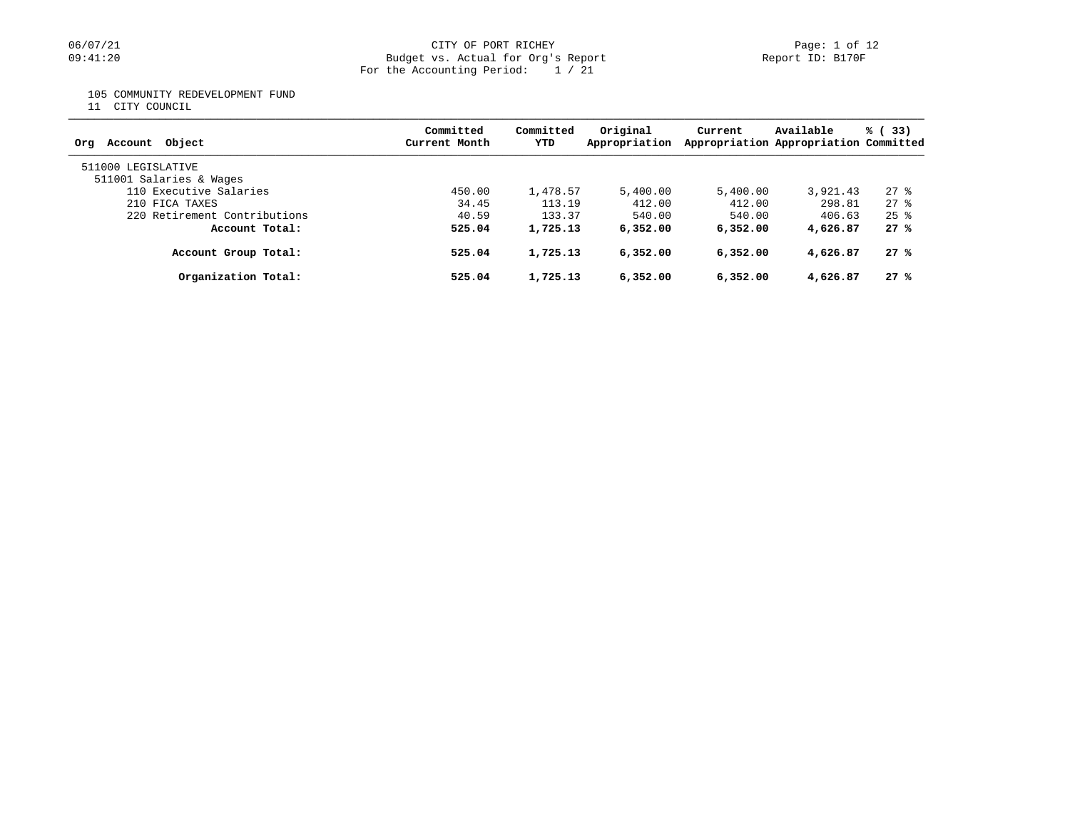CITY OF PORT RICHEY
Budget vs. Actual for Org's Report
For the Accounting Period: 1 / 21

06/07/21
09:41:20

Report ID: B170F

105 COMMUNITY REDEVELOPMENT FUND
11 CITY COUNCIL

| Org Account Object | Committed Current Month | Committed YTD | Original Appropriation | Current Appropriation | Available Appropriation | % ( 33) Committed |
|---|---|---|---|---|---|---|
| 511000 LEGISLATIVE | | | | | | |
| 511001 Salaries & Wages | | | | | | |
| 110 Executive Salaries | 450.00 | 1,478.57 | 5,400.00 | 5,400.00 | 3,921.43 | 27 % |
| 210 FICA TAXES | 34.45 | 113.19 | 412.00 | 412.00 | 298.81 | 27 % |
| 220 Retirement Contributions | 40.59 | 133.37 | 540.00 | 540.00 | 406.63 | 25 % |
| **Account Total:** | **525.04** | **1,725.13** | **6,352.00** | **6,352.00** | **4,626.87** | **27 %** |
| **Account Group Total:** | **525.04** | **1,725.13** | **6,352.00** | **6,352.00** | **4,626.87** | **27 %** |
| **Organization Total:** | **525.04** | **1,725.13** | **6,352.00** | **6,352.00** | **4,626.87** | **27 %** |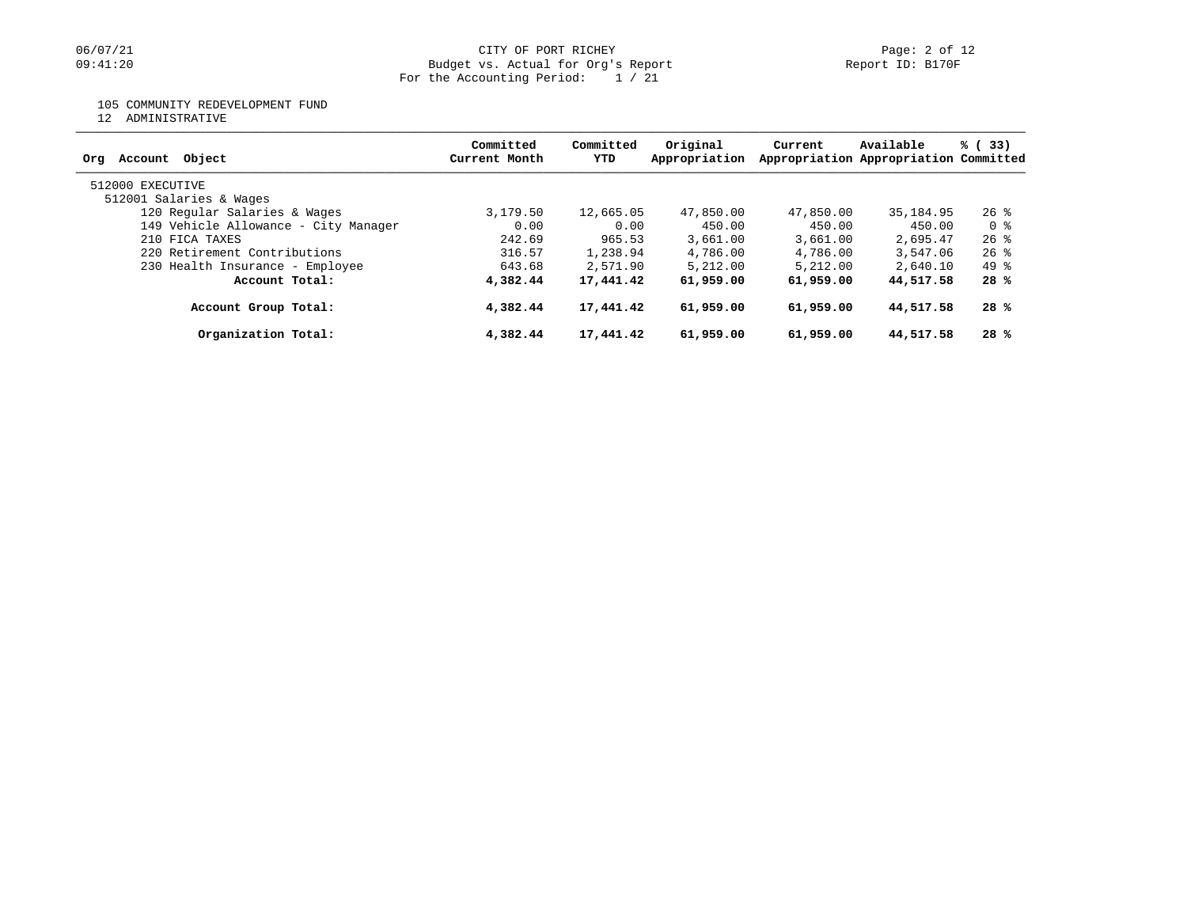CITY OF PORT RICHEY
Budget vs. Actual for Org's Report
For the Accounting Period: 1 / 21

105 COMMUNITY REDEVELOPMENT FUND
12 ADMINISTRATIVE

| Org Account Object | Committed Current Month | Committed YTD | Original Appropriation | Current Appropriation | Available Appropriation | % ( 33) Committed |
|---|---|---|---|---|---|---|
| 512000 EXECUTIVE | | | | | | |
| 512001 Salaries & Wages | | | | | | |
| 120 Regular Salaries & Wages | 3,179.50 | 12,665.05 | 47,850.00 | 47,850.00 | 35,184.95 | 26 % |
| 149 Vehicle Allowance - City Manager | 0.00 | 0.00 | 450.00 | 450.00 | 450.00 | 0 % |
| 210 FICA TAXES | 242.69 | 965.53 | 3,661.00 | 3,661.00 | 2,695.47 | 26 % |
| 220 Retirement Contributions | 316.57 | 1,238.94 | 4,786.00 | 4,786.00 | 3,547.06 | 26 % |
| 230 Health Insurance - Employee | 643.68 | 2,571.90 | 5,212.00 | 5,212.00 | 2,640.10 | 49 % |
| **Account Total:** | **4,382.44** | **17,441.42** | **61,959.00** | **61,959.00** | **44,517.58** | **28 %** |
| **Account Group Total:** | **4,382.44** | **17,441.42** | **61,959.00** | **61,959.00** | **44,517.58** | **28 %** |
| **Organization Total:** | **4,382.44** | **17,441.42** | **61,959.00** | **61,959.00** | **44,517.58** | **28 %** |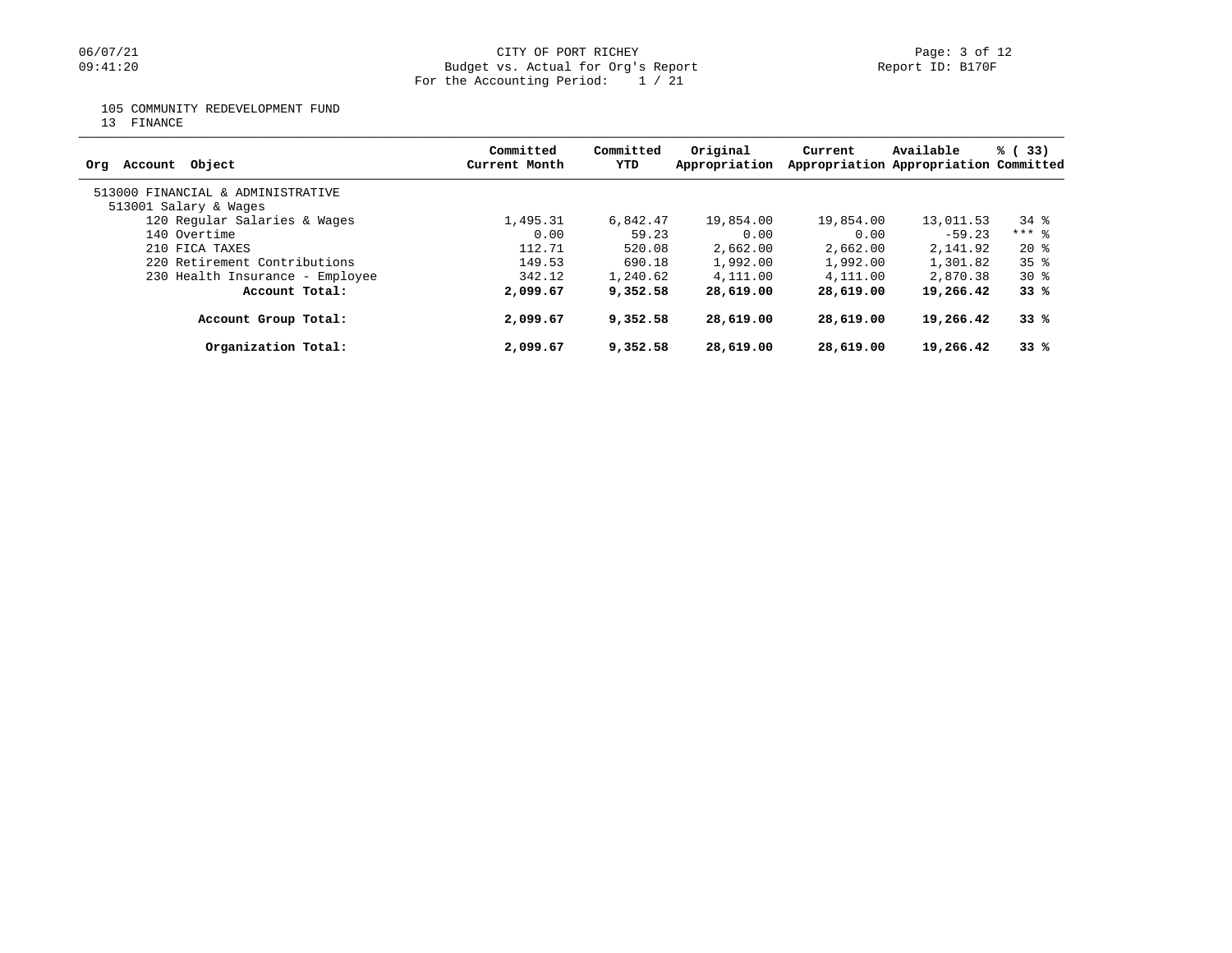CITY OF PORT RICHEY
Budget vs. Actual for Org's Report
For the Accounting Period: 1 / 21

105 COMMUNITY REDEVELOPMENT FUND
13 FINANCE

| Org Account Object | Committed Current Month | Committed YTD | Original Appropriation | Current Appropriation | Available Appropriation | % ( 33) Committed |
|---|---|---|---|---|---|---|
| 513000 FINANCIAL & ADMINISTRATIVE | | | | | | |
| 513001 Salary & Wages | | | | | | |
| 120 Regular Salaries & Wages | 1,495.31 | 6,842.47 | 19,854.00 | 19,854.00 | 13,011.53 | 34 % |
| 140 Overtime | 0.00 | 59.23 | 0.00 | 0.00 | -59.23 | *** % |
| 210 FICA TAXES | 112.71 | 520.08 | 2,662.00 | 2,662.00 | 2,141.92 | 20 % |
| 220 Retirement Contributions | 149.53 | 690.18 | 1,992.00 | 1,992.00 | 1,301.82 | 35 % |
| 230 Health Insurance - Employee | 342.12 | 1,240.62 | 4,111.00 | 4,111.00 | 2,870.38 | 30 % |
| **Account Total:** | **2,099.67** | **9,352.58** | **28,619.00** | **28,619.00** | **19,266.42** | **33 %** |
| **Account Group Total:** | **2,099.67** | **9,352.58** | **28,619.00** | **28,619.00** | **19,266.42** | **33 %** |
| **Organization Total:** | **2,099.67** | **9,352.58** | **28,619.00** | **28,619.00** | **19,266.42** | **33 %** |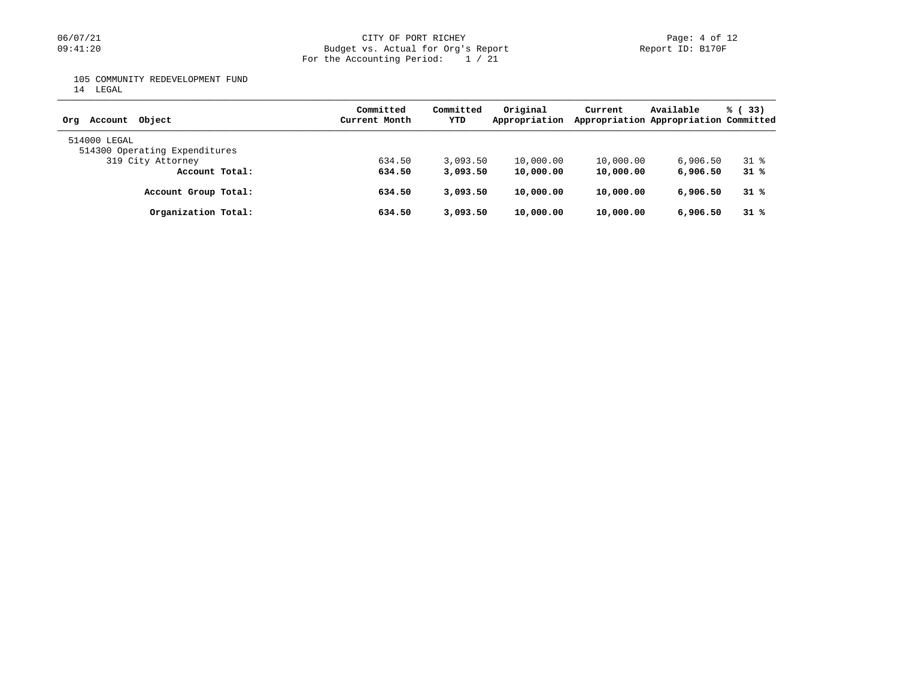CITY OF PORT RICHEY
Budget vs. Actual for Org's Report
For the Accounting Period: 1 / 21

105 COMMUNITY REDEVELOPMENT FUND
14 LEGAL

| Org Account Object | Committed Current Month | Committed YTD | Original Appropriation | Current Appropriation | Available Appropriation | % ( 33) Committed |
|---|---|---|---|---|---|---|
| 514000 LEGAL | | | | | | |
| 514300 Operating Expenditures | | | | | | |
| 319 City Attorney | 634.50 | 3,093.50 | 10,000.00 | 10,000.00 | 6,906.50 | 31 % |
| **Account Total:** | **634.50** | **3,093.50** | **10,000.00** | **10,000.00** | **6,906.50** | **31 %** |
| **Account Group Total:** | **634.50** | **3,093.50** | **10,000.00** | **10,000.00** | **6,906.50** | **31 %** |
| **Organization Total:** | **634.50** | **3,093.50** | **10,000.00** | **10,000.00** | **6,906.50** | **31 %** |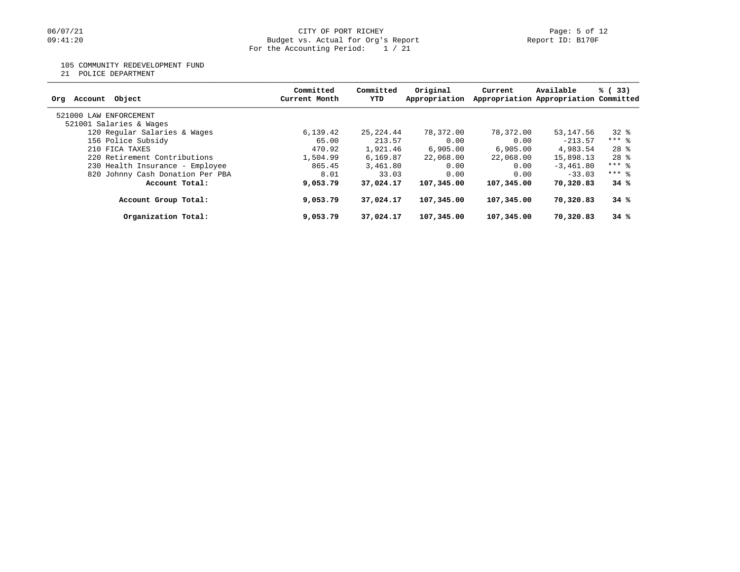CITY OF PORT RICHEY
Budget vs. Actual for Org's Report
For the Accounting Period: 1 / 21

105 COMMUNITY REDEVELOPMENT FUND
21 POLICE DEPARTMENT

| Org Account Object | Committed Current Month | Committed YTD | Original Appropriation | Current Appropriation | Available Appropriation | % ( 33) Committed |
|---|---|---|---|---|---|---|
| 521000 LAW ENFORCEMENT | | | | | | |
| 521001 Salaries & Wages | | | | | | |
| 120 Regular Salaries & Wages | 6,139.42 | 25,224.44 | 78,372.00 | 78,372.00 | 53,147.56 | 32 % |
| 156 Police Subsidy | 65.00 | 213.57 | 0.00 | 0.00 | -213.57 | *** % |
| 210 FICA TAXES | 470.92 | 1,921.46 | 6,905.00 | 6,905.00 | 4,983.54 | 28 % |
| 220 Retirement Contributions | 1,504.99 | 6,169.87 | 22,068.00 | 22,068.00 | 15,898.13 | 28 % |
| 230 Health Insurance - Employee | 865.45 | 3,461.80 | 0.00 | 0.00 | -3,461.80 | *** % |
| 820 Johnny Cash Donation Per PBA | 8.01 | 33.03 | 0.00 | 0.00 | -33.03 | *** % |
| **Account Total:** | **9,053.79** | **37,024.17** | **107,345.00** | **107,345.00** | **70,320.83** | **34 %** |
| **Account Group Total:** | **9,053.79** | **37,024.17** | **107,345.00** | **107,345.00** | **70,320.83** | **34 %** |
| **Organization Total:** | **9,053.79** | **37,024.17** | **107,345.00** | **107,345.00** | **70,320.83** | **34 %** |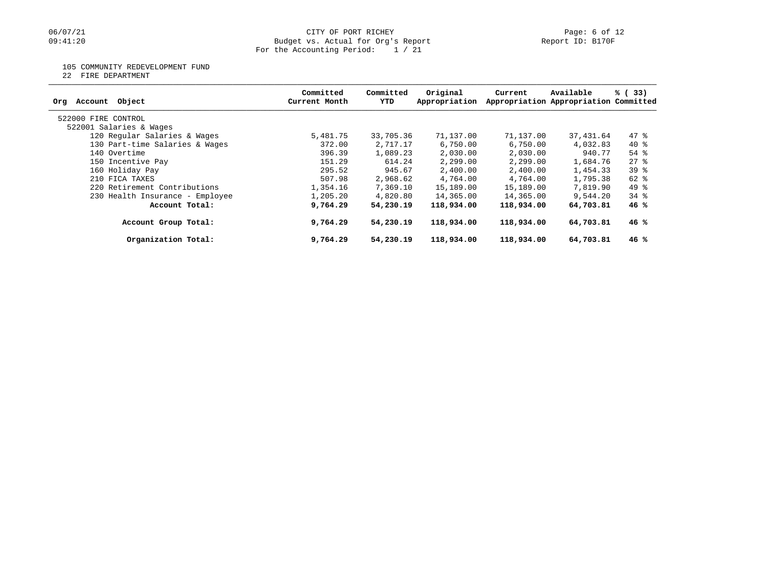CITY OF PORT RICHEY
Budget vs. Actual for Org's Report
For the Accounting Period: 1 / 21

06/07/21
09:41:20

Report ID: B170F

105 COMMUNITY REDEVELOPMENT FUND
22 FIRE DEPARTMENT

| Org Account Object | Committed Current Month | Committed YTD | Original Appropriation | Current Appropriation | Available Appropriation | % ( 33) Committed |
|---|---|---|---|---|---|---|
| 522000 FIRE CONTROL | | | | | | |
| 522001 Salaries & Wages | | | | | | |
| 120 Regular Salaries & Wages | 5,481.75 | 33,705.36 | 71,137.00 | 71,137.00 | 37,431.64 | 47 % |
| 130 Part-time Salaries & Wages | 372.00 | 2,717.17 | 6,750.00 | 6,750.00 | 4,032.83 | 40 % |
| 140 Overtime | 396.39 | 1,089.23 | 2,030.00 | 2,030.00 | 940.77 | 54 % |
| 150 Incentive Pay | 151.29 | 614.24 | 2,299.00 | 2,299.00 | 1,684.76 | 27 % |
| 160 Holiday Pay | 295.52 | 945.67 | 2,400.00 | 2,400.00 | 1,454.33 | 39 % |
| 210 FICA TAXES | 507.98 | 2,968.62 | 4,764.00 | 4,764.00 | 1,795.38 | 62 % |
| 220 Retirement Contributions | 1,354.16 | 7,369.10 | 15,189.00 | 15,189.00 | 7,819.90 | 49 % |
| 230 Health Insurance - Employee | 1,205.20 | 4,820.80 | 14,365.00 | 14,365.00 | 9,544.20 | 34 % |
| **Account Total:** | **9,764.29** | **54,230.19** | **118,934.00** | **118,934.00** | **64,703.81** | **46 %** |
| **Account Group Total:** | **9,764.29** | **54,230.19** | **118,934.00** | **118,934.00** | **64,703.81** | **46 %** |
| **Organization Total:** | **9,764.29** | **54,230.19** | **118,934.00** | **118,934.00** | **64,703.81** | **46 %** |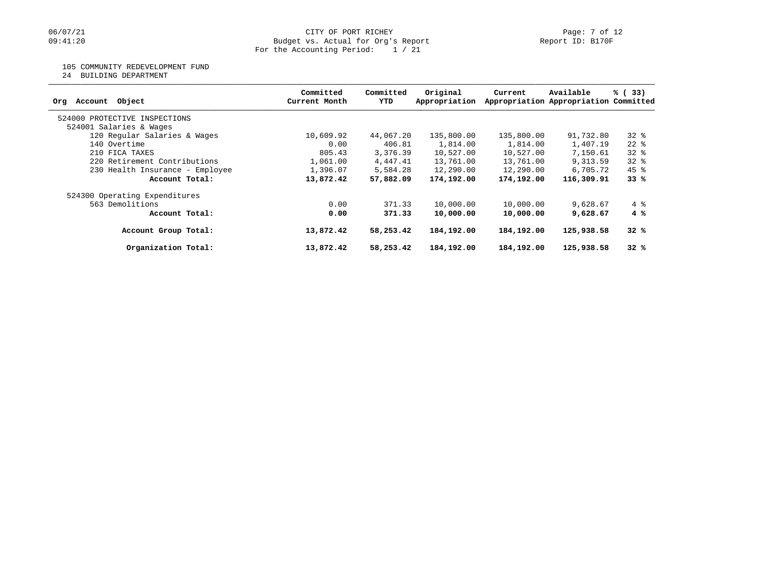CITY OF PORT RICHEY
Budget vs. Actual for Org's Report
For the Accounting Period: 1 / 21

06/07/21
09:41:20

Report ID: B170F

105 COMMUNITY REDEVELOPMENT FUND
24 BUILDING DEPARTMENT

| Org Account Object | Committed Current Month | Committed YTD | Original Appropriation | Current Appropriation | Available Appropriation | % ( 33) Committed |
|---|---|---|---|---|---|---|
| 524000 PROTECTIVE INSPECTIONS | | | | | | |
| 524001 Salaries & Wages | | | | | | |
| 120 Regular Salaries & Wages | 10,609.92 | 44,067.20 | 135,800.00 | 135,800.00 | 91,732.80 | 32 % |
| 140 Overtime | 0.00 | 406.81 | 1,814.00 | 1,814.00 | 1,407.19 | 22 % |
| 210 FICA TAXES | 805.43 | 3,376.39 | 10,527.00 | 10,527.00 | 7,150.61 | 32 % |
| 220 Retirement Contributions | 1,061.00 | 4,447.41 | 13,761.00 | 13,761.00 | 9,313.59 | 32 % |
| 230 Health Insurance - Employee | 1,396.07 | 5,584.28 | 12,290.00 | 12,290.00 | 6,705.72 | 45 % |
| **Account Total:** | **13,872.42** | **57,882.09** | **174,192.00** | **174,192.00** | **116,309.91** | **33 %** |
| 524300 Operating Expenditures | | | | | | |
| 563 Demolitions | 0.00 | 371.33 | 10,000.00 | 10,000.00 | 9,628.67 | 4 % |
| **Account Total:** | **0.00** | **371.33** | **10,000.00** | **10,000.00** | **9,628.67** | **4 %** |
| **Account Group Total:** | **13,872.42** | **58,253.42** | **184,192.00** | **184,192.00** | **125,938.58** | **32 %** |
| **Organization Total:** | **13,872.42** | **58,253.42** | **184,192.00** | **184,192.00** | **125,938.58** | **32 %** |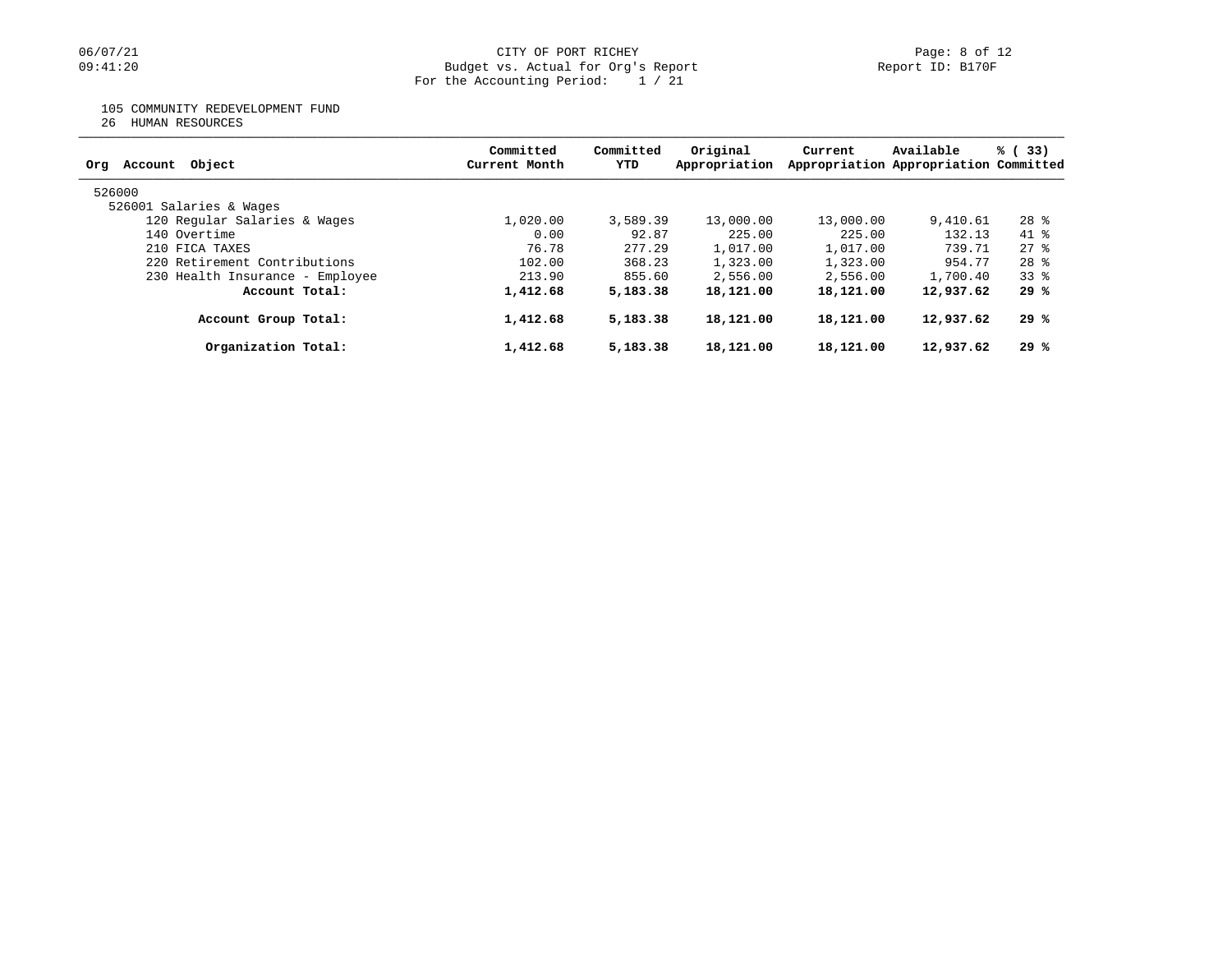06/07/21
09:41:20

CITY OF PORT RICHEY
Budget vs. Actual for Org's Report
For the Accounting Period: 1 / 21

Report ID: B170F

105 COMMUNITY REDEVELOPMENT FUND
26 HUMAN RESOURCES

| Org Account Object | Committed Current Month | Committed YTD | Original Appropriation | Current Appropriation | Available Appropriation | % ( 33) Committed |
|---|---|---|---|---|---|---|
| 526000 | | | | | | |
| 526001 Salaries & Wages | | | | | | |
| 120 Regular Salaries & Wages | 1,020.00 | 3,589.39 | 13,000.00 | 13,000.00 | 9,410.61 | 28 % |
| 140 Overtime | 0.00 | 92.87 | 225.00 | 225.00 | 132.13 | 41 % |
| 210 FICA TAXES | 76.78 | 277.29 | 1,017.00 | 1,017.00 | 739.71 | 27 % |
| 220 Retirement Contributions | 102.00 | 368.23 | 1,323.00 | 1,323.00 | 954.77 | 28 % |
| 230 Health Insurance - Employee | 213.90 | 855.60 | 2,556.00 | 2,556.00 | 1,700.40 | 33 % |
| **Account Total:** | **1,412.68** | **5,183.38** | **18,121.00** | **18,121.00** | **12,937.62** | **29 %** |
| **Account Group Total:** | **1,412.68** | **5,183.38** | **18,121.00** | **18,121.00** | **12,937.62** | **29 %** |
| **Organization Total:** | **1,412.68** | **5,183.38** | **18,121.00** | **18,121.00** | **12,937.62** | **29 %** |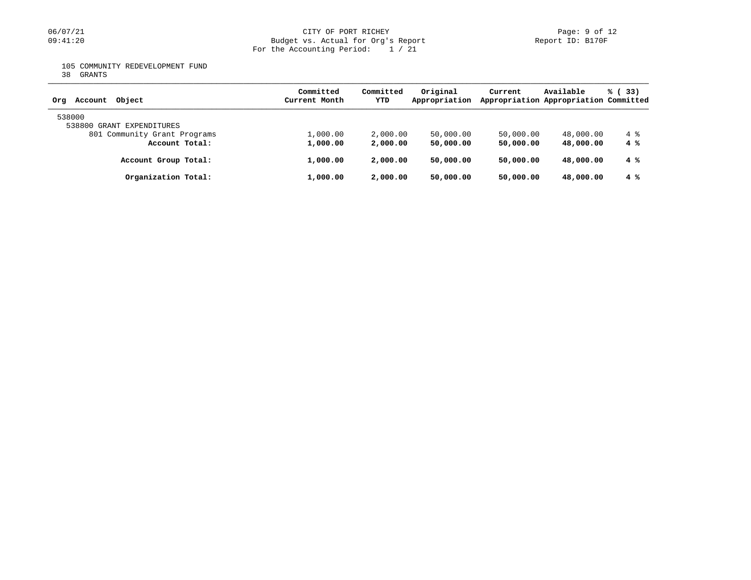CITY OF PORT RICHEY
Budget vs. Actual for Org's Report
For the Accounting Period: 1 / 21

06/07/21
09:41:20

Report ID: B170F

105 COMMUNITY REDEVELOPMENT FUND
38 GRANTS

| Org Account Object | Committed Current Month | Committed YTD | Original Appropriation | Current Appropriation | Available Appropriation | % ( 33) Committed |
|---|---|---|---|---|---|---|
| 538000 | | | | | | |
| 538800 GRANT EXPENDITURES | | | | | | |
| 801 Community Grant Programs | 1,000.00 | 2,000.00 | 50,000.00 | 50,000.00 | 48,000.00 | 4 % |
| **Account Total:** | **1,000.00** | **2,000.00** | **50,000.00** | **50,000.00** | **48,000.00** | **4 %** |
| **Account Group Total:** | **1,000.00** | **2,000.00** | **50,000.00** | **50,000.00** | **48,000.00** | **4 %** |
| **Organization Total:** | **1,000.00** | **2,000.00** | **50,000.00** | **50,000.00** | **48,000.00** | **4 %** |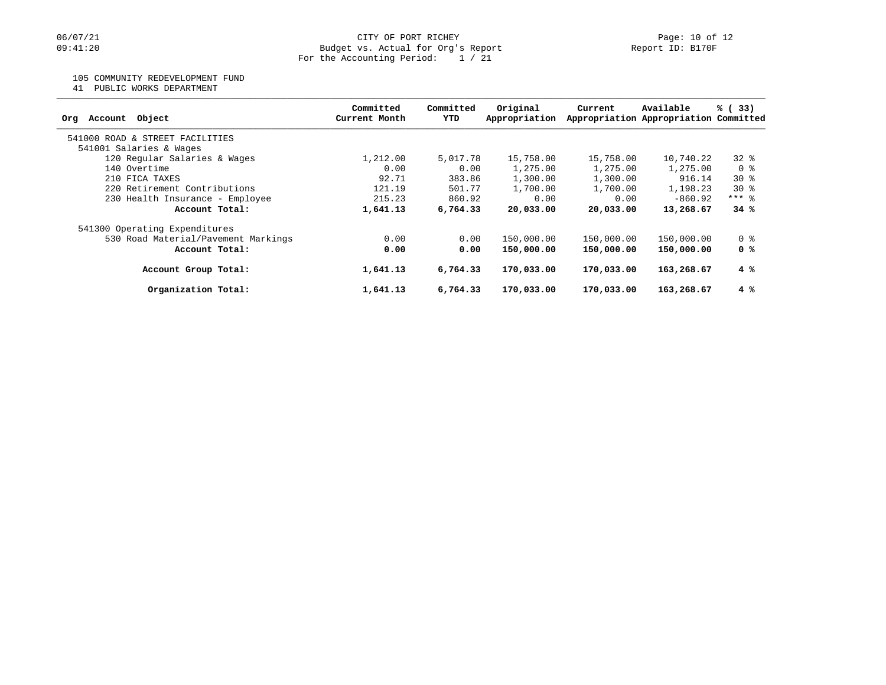CITY OF PORT RICHEY
Budget vs. Actual for Org's Report
For the Accounting Period: 1 / 21

06/07/21
09:41:20

Report ID: B170F

105 COMMUNITY REDEVELOPMENT FUND
41 PUBLIC WORKS DEPARTMENT

| Org Account Object | Committed Current Month | Committed YTD | Original Appropriation | Current Appropriation | Available Appropriation | % ( 33) Committed |
|---|---|---|---|---|---|---|
| 541000 ROAD & STREET FACILITIES | | | | | | |
| 541001 Salaries & Wages | | | | | | |
| 120 Regular Salaries & Wages | 1,212.00 | 5,017.78 | 15,758.00 | 15,758.00 | 10,740.22 | 32 % |
| 140 Overtime | 0.00 | 0.00 | 1,275.00 | 1,275.00 | 1,275.00 | 0 % |
| 210 FICA TAXES | 92.71 | 383.86 | 1,300.00 | 1,300.00 | 916.14 | 30 % |
| 220 Retirement Contributions | 121.19 | 501.77 | 1,700.00 | 1,700.00 | 1,198.23 | 30 % |
| 230 Health Insurance - Employee | 215.23 | 860.92 | 0.00 | 0.00 | -860.92 | *** % |
| **Account Total:** | **1,641.13** | **6,764.33** | **20,033.00** | **20,033.00** | **13,268.67** | **34 %** |
| 541300 Operating Expenditures | | | | | | |
| 530 Road Material/Pavement Markings | 0.00 | 0.00 | 150,000.00 | 150,000.00 | 150,000.00 | 0 % |
| **Account Total:** | **0.00** | **0.00** | **150,000.00** | **150,000.00** | **150,000.00** | **0 %** |
| **Account Group Total:** | **1,641.13** | **6,764.33** | **170,033.00** | **170,033.00** | **163,268.67** | **4 %** |
| **Organization Total:** | **1,641.13** | **6,764.33** | **170,033.00** | **170,033.00** | **163,268.67** | **4 %** |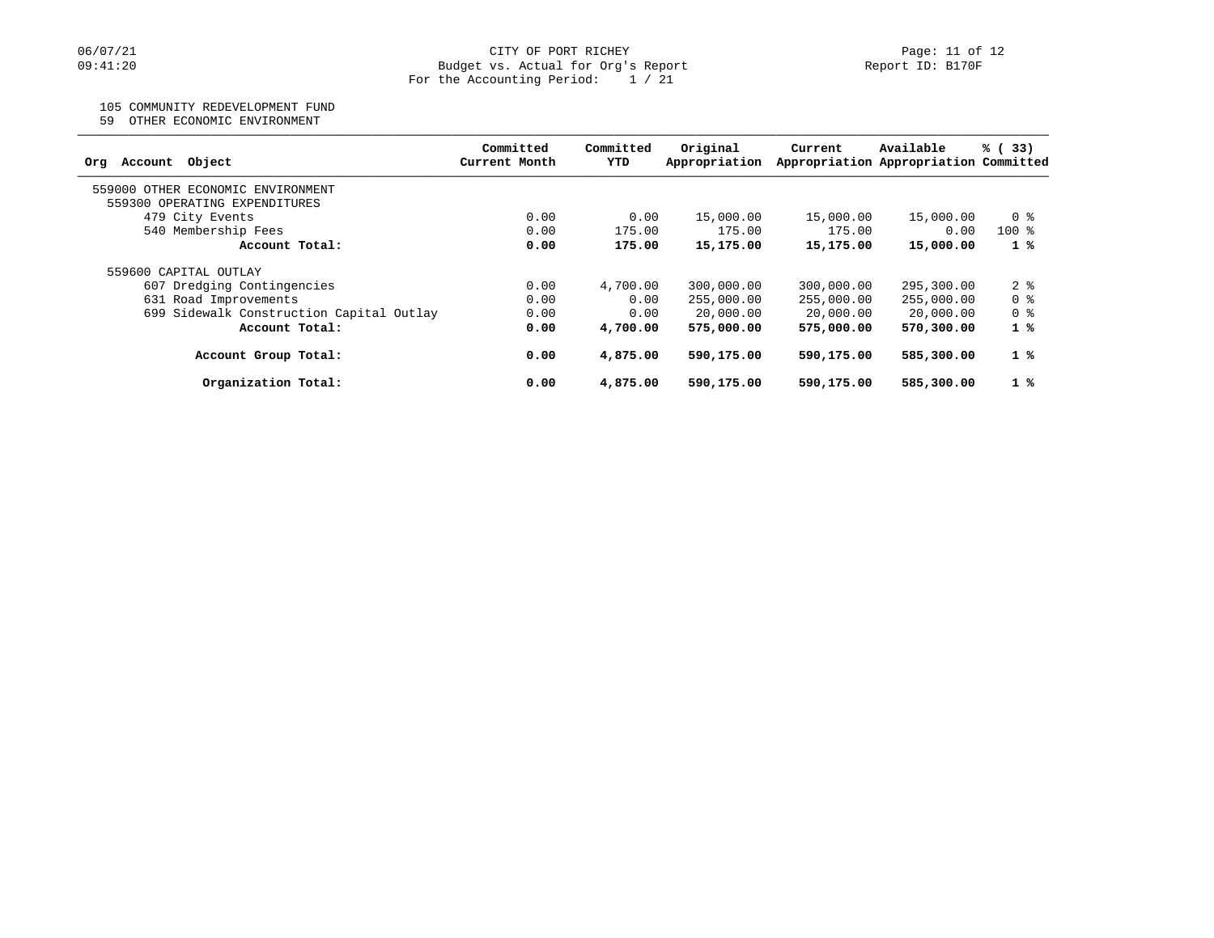CITY OF PORT RICHEY
Budget vs. Actual for Org's Report
For the Accounting Period: 1 / 21

105 COMMUNITY REDEVELOPMENT FUND
59 OTHER ECONOMIC ENVIRONMENT

| Org Account Object | Committed Current Month | Committed YTD | Original Appropriation | Current Appropriation | Available Appropriation | % ( 33) Committed |
|---|---|---|---|---|---|---|
| 559000 OTHER ECONOMIC ENVIRONMENT | | | | | | |
| 559300 OPERATING EXPENDITURES | | | | | | |
| 479 City Events | 0.00 | 0.00 | 15,000.00 | 15,000.00 | 15,000.00 | 0 % |
| 540 Membership Fees | 0.00 | 175.00 | 175.00 | 175.00 | 0.00 | 100 % |
| **Account Total:** | **0.00** | **175.00** | **15,175.00** | **15,175.00** | **15,000.00** | **1 %** |
| 559600 CAPITAL OUTLAY | | | | | | |
| 607 Dredging Contingencies | 0.00 | 4,700.00 | 300,000.00 | 300,000.00 | 295,300.00 | 2 % |
| 631 Road Improvements | 0.00 | 0.00 | 255,000.00 | 255,000.00 | 255,000.00 | 0 % |
| 699 Sidewalk Construction Capital Outlay | 0.00 | 0.00 | 20,000.00 | 20,000.00 | 20,000.00 | 0 % |
| **Account Total:** | **0.00** | **4,700.00** | **575,000.00** | **575,000.00** | **570,300.00** | **1 %** |
| **Account Group Total:** | **0.00** | **4,875.00** | **590,175.00** | **590,175.00** | **585,300.00** | **1 %** |
| **Organization Total:** | **0.00** | **4,875.00** | **590,175.00** | **590,175.00** | **585,300.00** | **1 %** |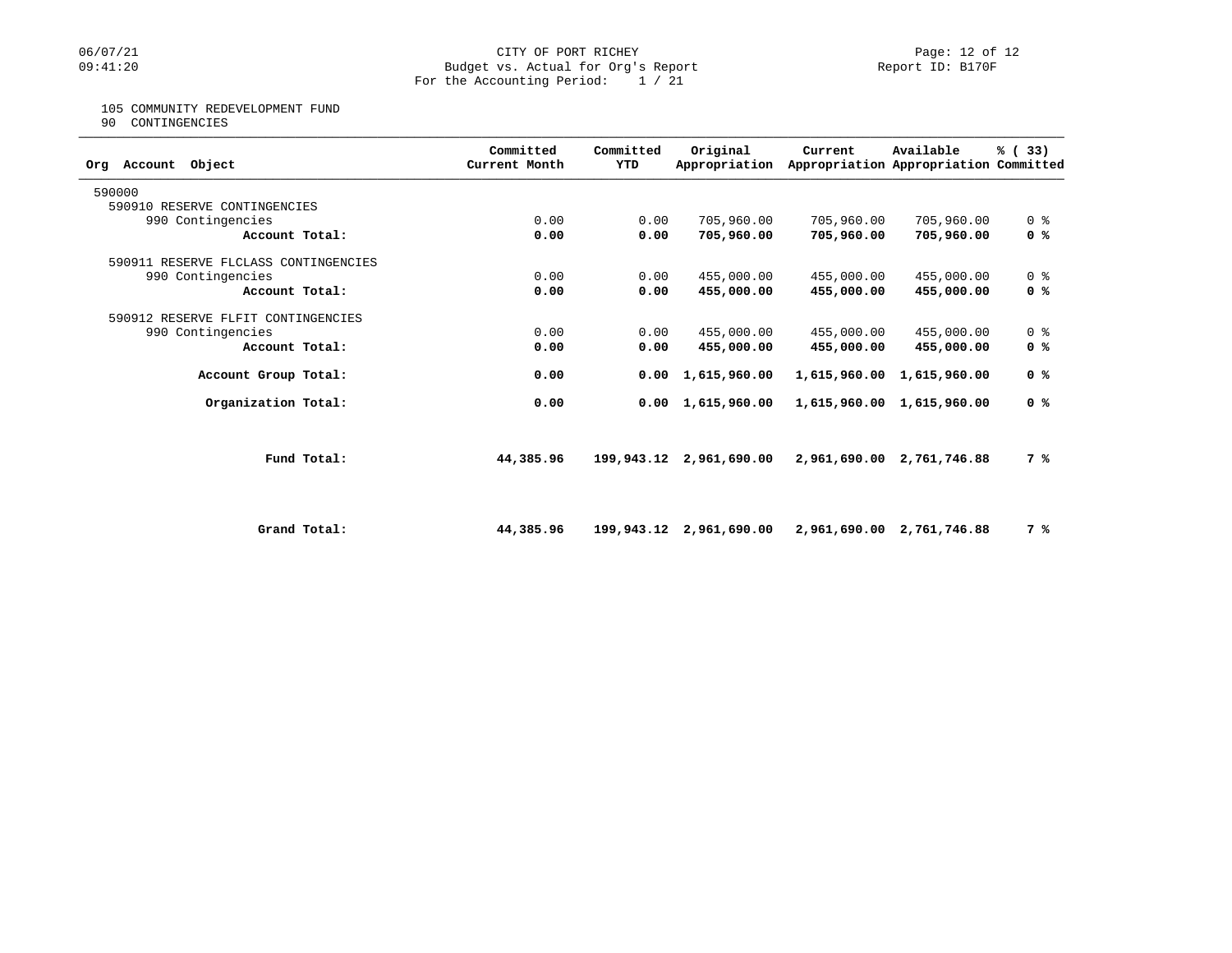CITY OF PORT RICHEY
Budget vs. Actual for Org's Report
For the Accounting Period: 1 / 21

Report ID: B170F

105 COMMUNITY REDEVELOPMENT FUND
90 CONTINGENCIES

| Org Account Object | Committed Current Month | Committed YTD | Original Appropriation | Current Appropriation | Available Appropriation | % ( 33) Committed |
|---|---|---|---|---|---|---|
| 590000 | | | | | | |
| 590910 RESERVE CONTINGENCIES | | | | | | |
| 990 Contingencies | 0.00 | 0.00 | 705,960.00 | 705,960.00 | 705,960.00 | 0 % |
| **Account Total:** | **0.00** | **0.00** | **705,960.00** | **705,960.00** | **705,960.00** | **0 %** |
| 590911 RESERVE FLCLASS CONTINGENCIES | | | | | | |
| 990 Contingencies | 0.00 | 0.00 | 455,000.00 | 455,000.00 | 455,000.00 | 0 % |
| **Account Total:** | **0.00** | **0.00** | **455,000.00** | **455,000.00** | **455,000.00** | **0 %** |
| 590912 RESERVE FLFIT CONTINGENCIES | | | | | | |
| 990 Contingencies | 0.00 | 0.00 | 455,000.00 | 455,000.00 | 455,000.00 | 0 % |
| **Account Total:** | **0.00** | **0.00** | **455,000.00** | **455,000.00** | **455,000.00** | **0 %** |
| **Account Group Total:** | **0.00** | **0.00** | **1,615,960.00** | **1,615,960.00** | **1,615,960.00** | **0 %** |
| **Organization Total:** | **0.00** | **0.00** | **1,615,960.00** | **1,615,960.00** | **1,615,960.00** | **0 %** |
| **Fund Total:** | **44,385.96** | **199,943.12** | **2,961,690.00** | **2,961,690.00** | **2,761,746.88** | **7 %** |
| **Grand Total:** | **44,385.96** | **199,943.12** | **2,961,690.00** | **2,961,690.00** | **2,761,746.88** | **7 %** |